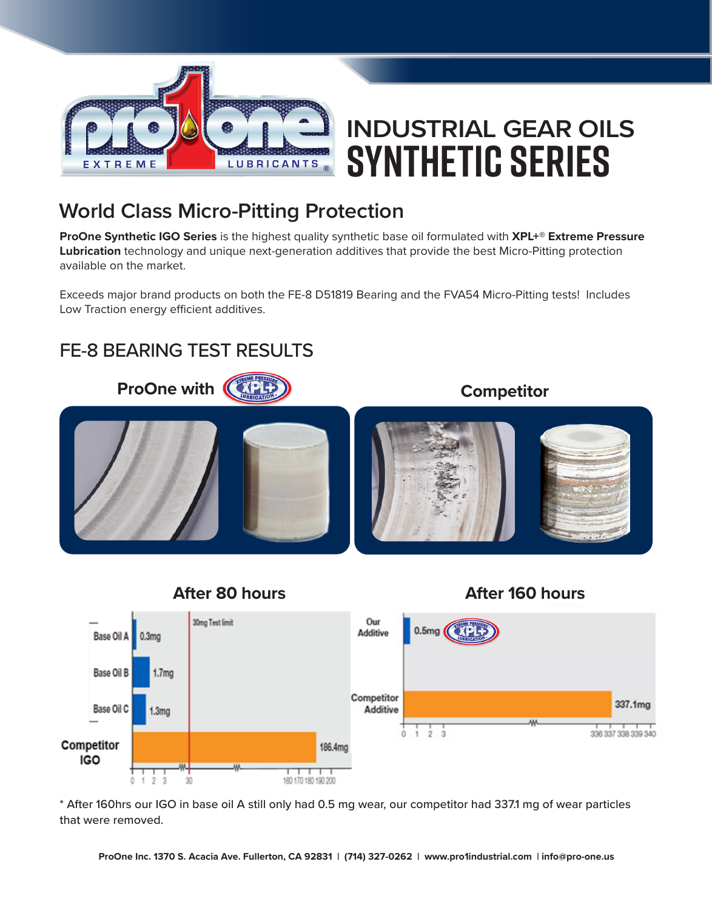# INDUSTRIAL GEAR OILS
# SYNTHETIC SERIES

## World Class Micro-Pitting Protection

**ProOne Synthetic IGO Series** is the highest quality synthetic base oil formulated with **XPL+® Extreme Pressure Lubrication** technology and unique next-generation additives that provide the best Micro-Pitting protection available on the market.

Exceeds major brand products on both the FE-8 D51819 Bearing and the FVA54 Micro-Pitting tests! Includes Low Traction energy efficient additives.

## FE-8 BEARING TEST RESULTS

**ProOne with XPL+** | **Competitor**

### After 80 hours

| | Wear |
|---|---|
| Base Oil A | 0.3mg |
| Base Oil B | 1.7mg |
| Base Oil C | 1.3mg |
| Competitor IGO | 186.4mg |

30mg Test limit

### After 160 hours

| | Wear |
|---|---|
| Our Additive | 0.5mg |
| Competitor Additive | 337.1mg |

\* After 160hrs our IGO in base oil A still only had 0.5 mg wear, our competitor had 337.1 mg of wear particles that were removed.

ProOne Inc. 1370 S. Acacia Ave. Fullerton, CA 92831 | (714) 327-0262 | www.pro1industrial.com | info@pro-one.us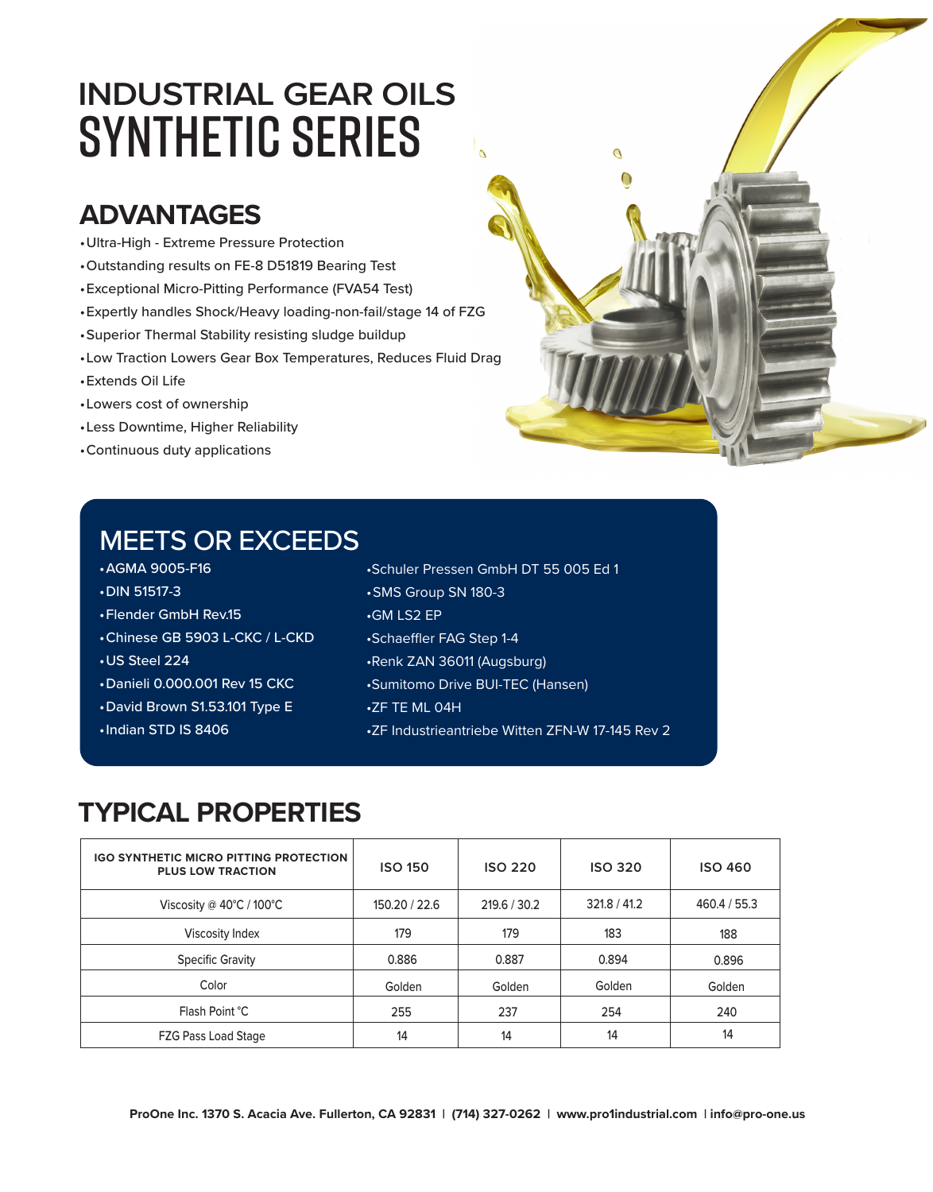# INDUSTRIAL GEAR OILS
# SYNTHETIC SERIES

## ADVANTAGES

- Ultra-High - Extreme Pressure Protection
- Outstanding results on FE-8 D51819 Bearing Test
- Exceptional Micro-Pitting Performance (FVA54 Test)
- Expertly handles Shock/Heavy loading-non-fail/stage 14 of FZG
- Superior Thermal Stability resisting sludge buildup
- Low Traction Lowers Gear Box Temperatures, Reduces Fluid Drag
- Extends Oil Life
- Lowers cost of ownership
- Less Downtime, Higher Reliability
- Continuous duty applications

## MEETS OR EXCEEDS

- AGMA 9005-F16
- DIN 51517-3
- Flender GmbH Rev.15
- Chinese GB 5903 L-CKC / L-CKD
- US Steel 224
- Danieli 0.000.001 Rev 15 CKC
- David Brown S1.53.101 Type E
- Indian STD IS 8406
- Schuler Pressen GmbH DT 55 005 Ed 1
- SMS Group SN 180-3
- GM LS2 EP
- Schaeffler FAG Step 1-4
- Renk ZAN 36011 (Augsburg)
- Sumitomo Drive BUI-TEC (Hansen)
- ZF TE ML 04H
- ZF Industrieantriebe Witten ZFN-W 17-145 Rev 2

## TYPICAL PROPERTIES

| IGO SYNTHETIC MICRO PITTING PROTECTION PLUS LOW TRACTION | ISO 150 | ISO 220 | ISO 320 | ISO 460 |
|---|---|---|---|---|
| Viscosity @ 40°C / 100°C | 150.20 / 22.6 | 219.6 / 30.2 | 321.8 / 41.2 | 460.4 / 55.3 |
| Viscosity Index | 179 | 179 | 183 | 188 |
| Specific Gravity | 0.886 | 0.887 | 0.894 | 0.896 |
| Color | Golden | Golden | Golden | Golden |
| Flash Point °C | 255 | 237 | 254 | 240 |
| FZG Pass Load Stage | 14 | 14 | 14 | 14 |

**ProOne Inc. 1370 S. Acacia Ave. Fullerton, CA 92831 | (714) 327-0262 | www.pro1industrial.com | info@pro-one.us**